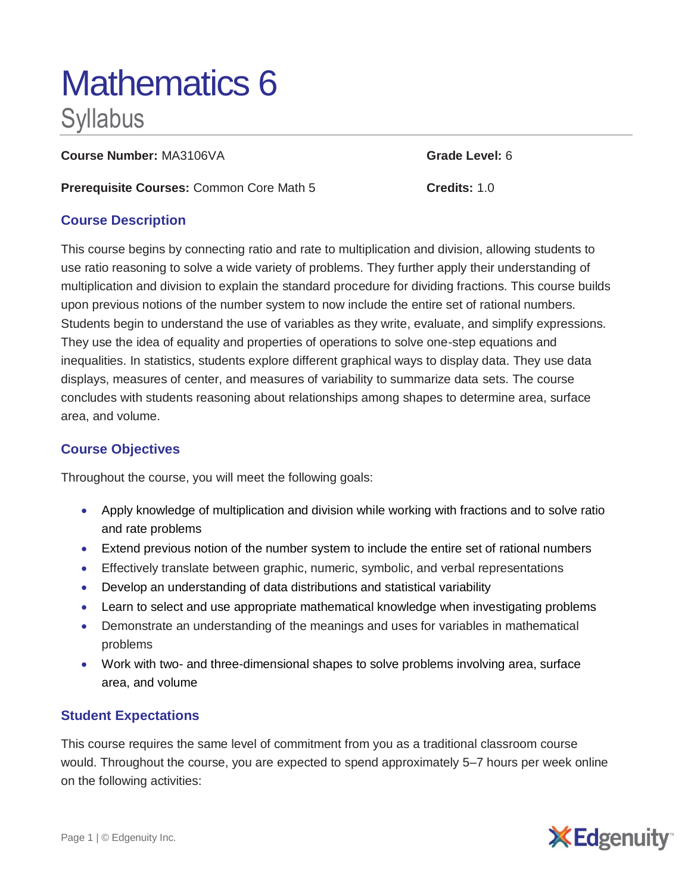# Mathematics 6

## Syllabus

**Course Number:** MA3106VA

**Grade Level:** 6

**Prerequisite Courses:** Common Core Math 5

**Credits:** 1.0

### Course Description

This course begins by connecting ratio and rate to multiplication and division, allowing students to use ratio reasoning to solve a wide variety of problems. They further apply their understanding of multiplication and division to explain the standard procedure for dividing fractions. This course builds upon previous notions of the number system to now include the entire set of rational numbers. Students begin to understand the use of variables as they write, evaluate, and simplify expressions. They use the idea of equality and properties of operations to solve one-step equations and inequalities. In statistics, students explore different graphical ways to display data. They use data displays, measures of center, and measures of variability to summarize data sets. The course concludes with students reasoning about relationships among shapes to determine area, surface area, and volume.

### Course Objectives

Throughout the course, you will meet the following goals:

- Apply knowledge of multiplication and division while working with fractions and to solve ratio and rate problems
- Extend previous notion of the number system to include the entire set of rational numbers
- Effectively translate between graphic, numeric, symbolic, and verbal representations
- Develop an understanding of data distributions and statistical variability
- Learn to select and use appropriate mathematical knowledge when investigating problems
- Demonstrate an understanding of the meanings and uses for variables in mathematical problems
- Work with two- and three-dimensional shapes to solve problems involving area, surface area, and volume

### Student Expectations

This course requires the same level of commitment from you as a traditional classroom course would. Throughout the course, you are expected to spend approximately 5–7 hours per week online on the following activities: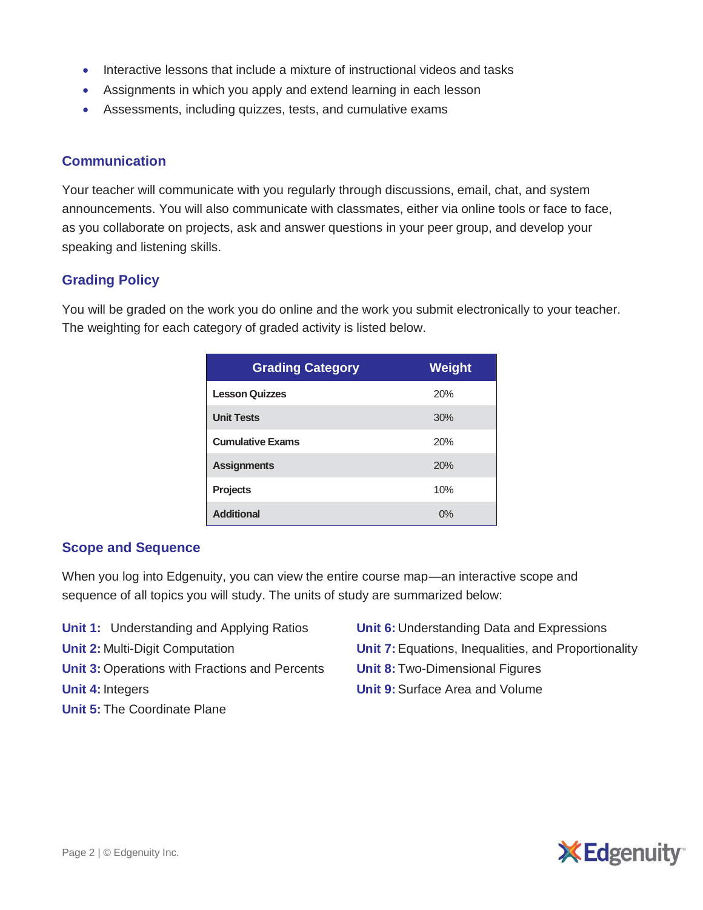- Interactive lessons that include a mixture of instructional videos and tasks
- Assignments in which you apply and extend learning in each lesson
- Assessments, including quizzes, tests, and cumulative exams

## Communication

Your teacher will communicate with you regularly through discussions, email, chat, and system announcements. You will also communicate with classmates, either via online tools or face to face, as you collaborate on projects, ask and answer questions in your peer group, and develop your speaking and listening skills.

## Grading Policy

You will be graded on the work you do online and the work you submit electronically to your teacher. The weighting for each category of graded activity is listed below.

| Grading Category | Weight |
| --- | --- |
| **Lesson Quizzes** | 20% |
| **Unit Tests** | 30% |
| **Cumulative Exams** | 20% |
| **Assignments** | 20% |
| **Projects** | 10% |
| **Additional** | 0% |

## Scope and Sequence

When you log into Edgenuity, you can view the entire course map—an interactive scope and sequence of all topics you will study. The units of study are summarized below:

**Unit 1:** Understanding and Applying Ratios
**Unit 2:** Multi-Digit Computation
**Unit 3:** Operations with Fractions and Percents
**Unit 4:** Integers
**Unit 5:** The Coordinate Plane
**Unit 6:** Understanding Data and Expressions
**Unit 7:** Equations, Inequalities, and Proportionality
**Unit 8:** Two-Dimensional Figures
**Unit 9:** Surface Area and Volume